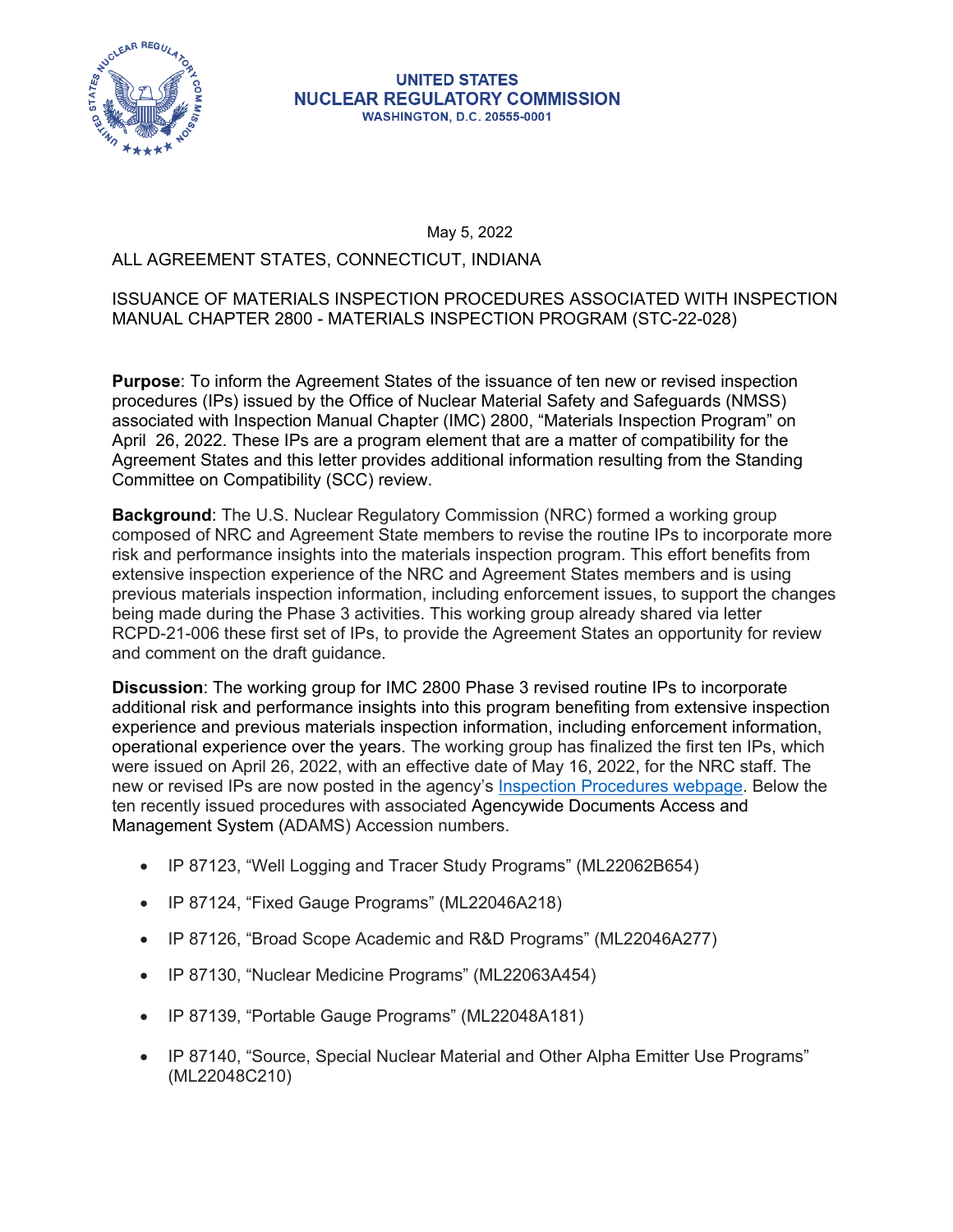**UNITED STATES**
**NUCLEAR REGULATORY COMMISSION**
**WASHINGTON, D.C. 20555-0001**

May 5, 2022

ALL AGREEMENT STATES, CONNECTICUT, INDIANA

ISSUANCE OF MATERIALS INSPECTION PROCEDURES ASSOCIATED WITH INSPECTION MANUAL CHAPTER 2800 - MATERIALS INSPECTION PROGRAM (STC-22-028)

**Purpose**: To inform the Agreement States of the issuance of ten new or revised inspection procedures (IPs) issued by the Office of Nuclear Material Safety and Safeguards (NMSS) associated with Inspection Manual Chapter (IMC) 2800, "Materials Inspection Program" on April 26, 2022. These IPs are a program element that are a matter of compatibility for the Agreement States and this letter provides additional information resulting from the Standing Committee on Compatibility (SCC) review.

**Background**: The U.S. Nuclear Regulatory Commission (NRC) formed a working group composed of NRC and Agreement State members to revise the routine IPs to incorporate more risk and performance insights into the materials inspection program. This effort benefits from extensive inspection experience of the NRC and Agreement States members and is using previous materials inspection information, including enforcement issues, to support the changes being made during the Phase 3 activities. This working group already shared via letter RCPD-21-006 these first set of IPs, to provide the Agreement States an opportunity for review and comment on the draft guidance.

**Discussion**: The working group for IMC 2800 Phase 3 revised routine IPs to incorporate additional risk and performance insights into this program benefiting from extensive inspection experience and previous materials inspection information, including enforcement information, operational experience over the years. The working group has finalized the first ten IPs, which were issued on April 26, 2022, with an effective date of May 16, 2022, for the NRC staff. The new or revised IPs are now posted in the agency's Inspection Procedures webpage. Below the ten recently issued procedures with associated Agencywide Documents Access and Management System (ADAMS) Accession numbers.

- IP 87123, "Well Logging and Tracer Study Programs" (ML22062B654)
- IP 87124, "Fixed Gauge Programs" (ML22046A218)
- IP 87126, "Broad Scope Academic and R&D Programs" (ML22046A277)
- IP 87130, "Nuclear Medicine Programs" (ML22063A454)
- IP 87139, "Portable Gauge Programs" (ML22048A181)
- IP 87140, "Source, Special Nuclear Material and Other Alpha Emitter Use Programs" (ML22048C210)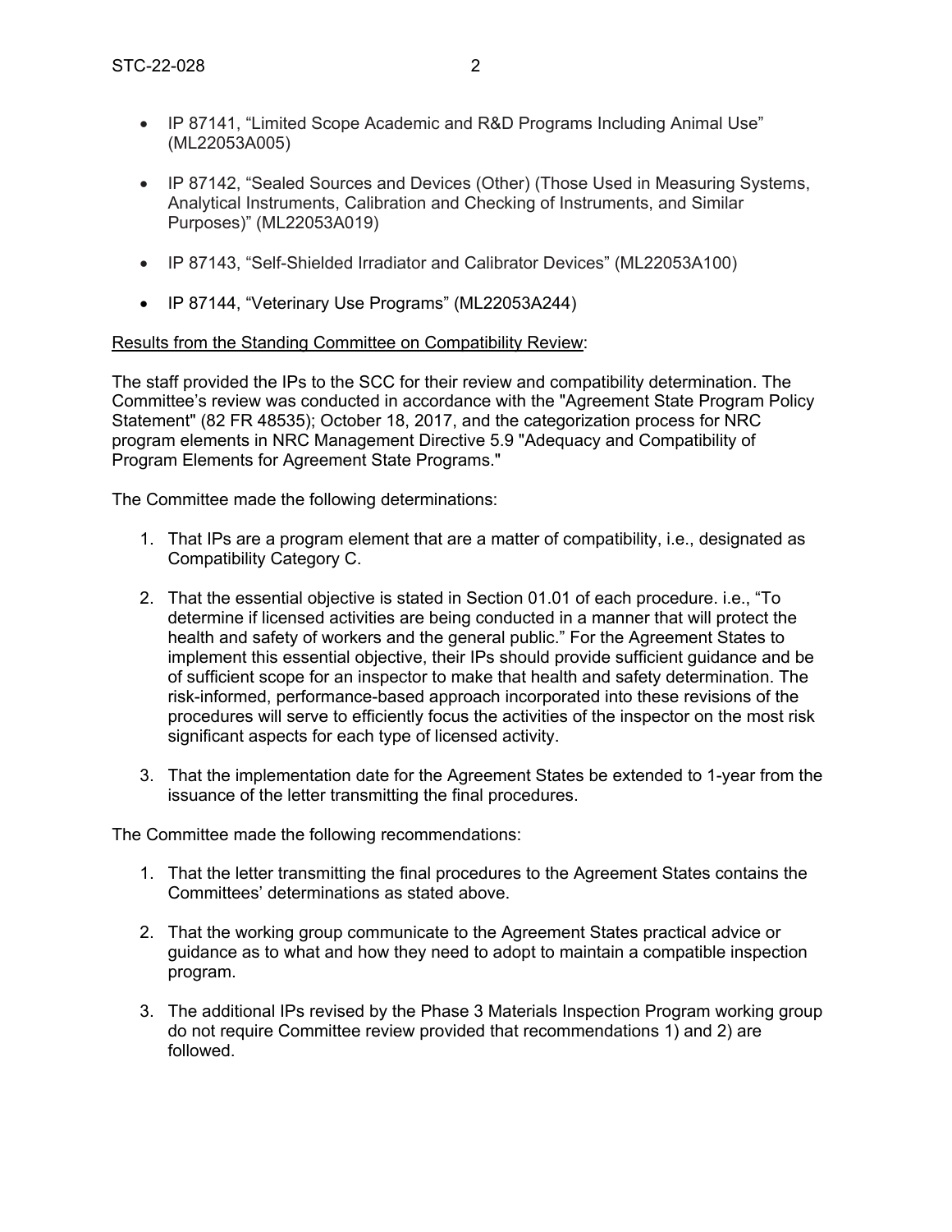- IP 87141, “Limited Scope Academic and R&D Programs Including Animal Use” (ML22053A005)

- IP 87142, “Sealed Sources and Devices (Other) (Those Used in Measuring Systems, Analytical Instruments, Calibration and Checking of Instruments, and Similar Purposes)” (ML22053A019)

- IP 87143, “Self-Shielded Irradiator and Calibrator Devices” (ML22053A100)

- IP 87144, “Veterinary Use Programs” (ML22053A244)

Results from the Standing Committee on Compatibility Review:

The staff provided the IPs to the SCC for their review and compatibility determination. The Committee’s review was conducted in accordance with the "Agreement State Program Policy Statement" (82 FR 48535); October 18, 2017, and the categorization process for NRC program elements in NRC Management Directive 5.9 "Adequacy and Compatibility of Program Elements for Agreement State Programs."

The Committee made the following determinations:

1. That IPs are a program element that are a matter of compatibility, i.e., designated as Compatibility Category C.

2. That the essential objective is stated in Section 01.01 of each procedure. i.e., “To determine if licensed activities are being conducted in a manner that will protect the health and safety of workers and the general public.” For the Agreement States to implement this essential objective, their IPs should provide sufficient guidance and be of sufficient scope for an inspector to make that health and safety determination. The risk-informed, performance-based approach incorporated into these revisions of the procedures will serve to efficiently focus the activities of the inspector on the most risk significant aspects for each type of licensed activity.

3. That the implementation date for the Agreement States be extended to 1-year from the issuance of the letter transmitting the final procedures.

The Committee made the following recommendations:

1. That the letter transmitting the final procedures to the Agreement States contains the Committees’ determinations as stated above.

2. That the working group communicate to the Agreement States practical advice or guidance as to what and how they need to adopt to maintain a compatible inspection program.

3. The additional IPs revised by the Phase 3 Materials Inspection Program working group do not require Committee review provided that recommendations 1) and 2) are followed.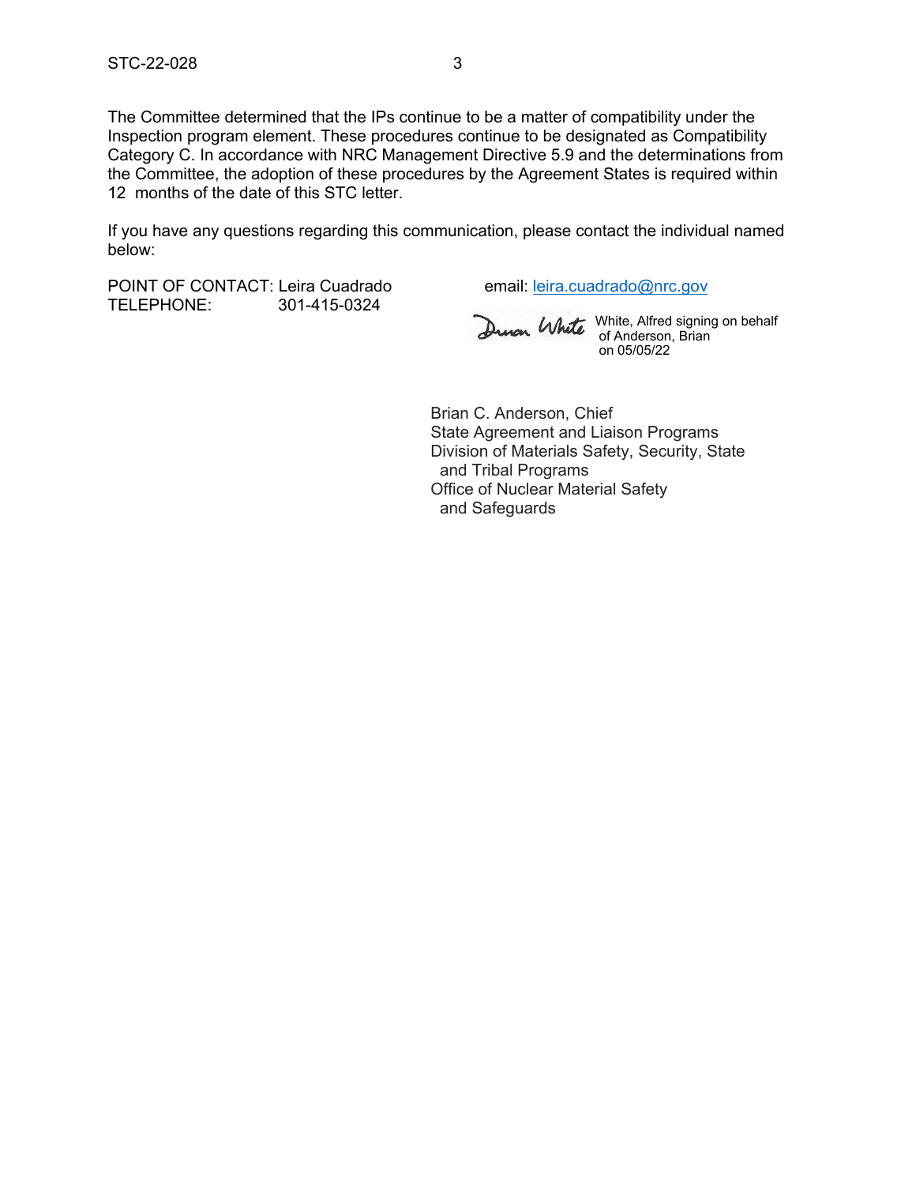The Committee determined that the IPs continue to be a matter of compatibility under the Inspection program element. These procedures continue to be designated as Compatibility Category C. In accordance with NRC Management Directive 5.9 and the determinations from the Committee, the adoption of these procedures by the Agreement States is required within 12 months of the date of this STC letter.

If you have any questions regarding this communication, please contact the individual named below:

POINT OF CONTACT: Leira Cuadrado email: leira.cuadrado@nrc.gov
TELEPHONE: 301-415-0324

White, Alfred signing on behalf of Anderson, Brian on 05/05/22

Brian C. Anderson, Chief
State Agreement and Liaison Programs
Division of Materials Safety, Security, State and Tribal Programs
Office of Nuclear Material Safety and Safeguards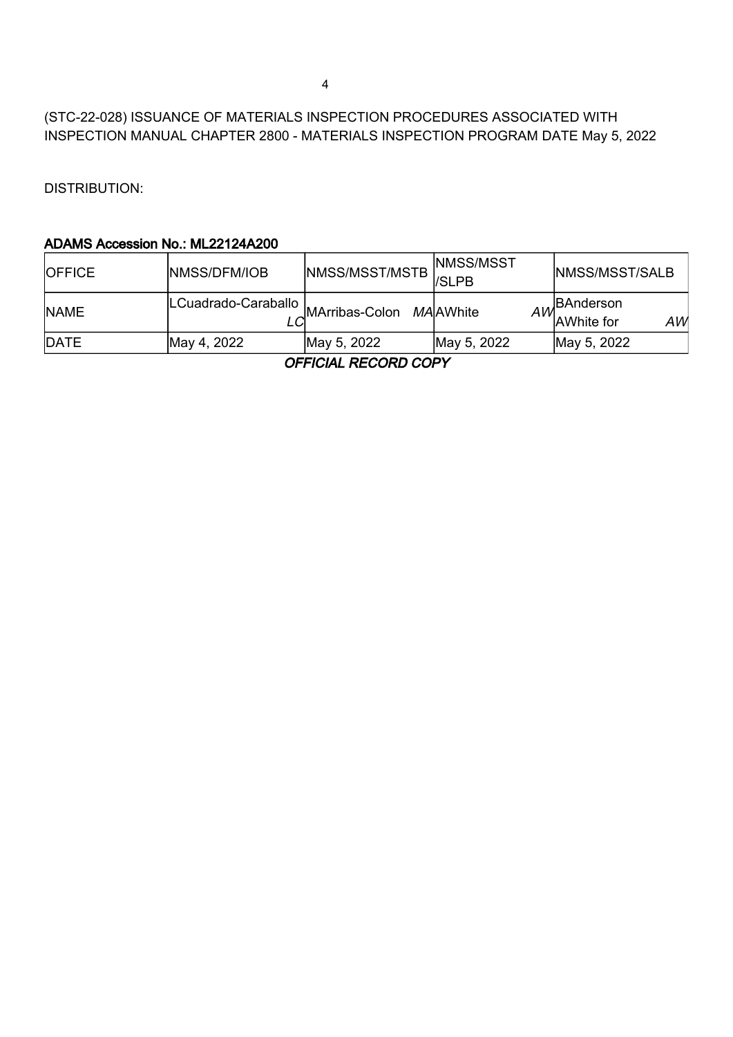(STC-22-028) ISSUANCE OF MATERIALS INSPECTION PROCEDURES ASSOCIATED WITH INSPECTION MANUAL CHAPTER 2800 - MATERIALS INSPECTION PROGRAM DATE May 5, 2022

DISTRIBUTION:

**ADAMS Accession No.: ML22124A200**

| OFFICE | NMSS/DFM/IOB | NMSS/MSST/MSTB | NMSS/MSST/SLPB | NMSS/MSST/SALB |
|---|---|---|---|---|
| NAME | LCuadrado-Caraballo *LC* | MArribas-Colon *MA* | AWhite *AW* | BAnderson AWhite for *AW* |
| DATE | May 4, 2022 | May 5, 2022 | May 5, 2022 | May 5, 2022 |

***OFFICIAL RECORD COPY***